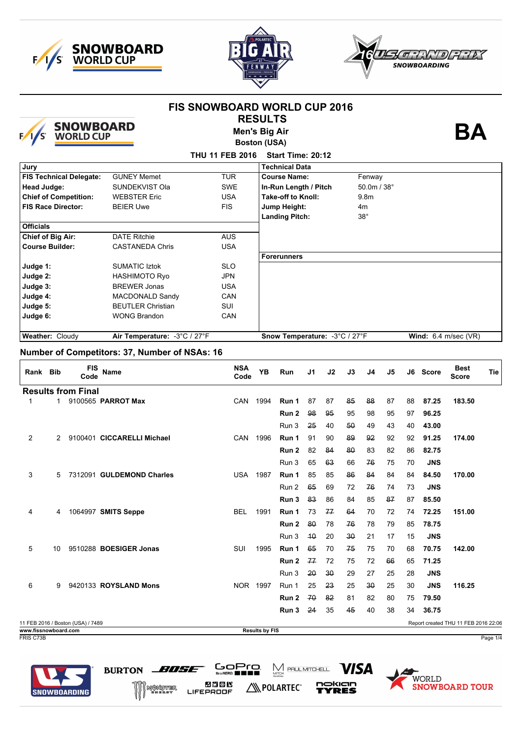# FIS SNOWBOARD WORLD CUP 2016

## RESULTS

### Men's Big Air

### Boston (USA)

**BA**

**THU 11 FEB 2016 Start Time: 20:12**

| Jury | | | Technical Data | |
|---|---|---|---|---|
| **FIS Technical Delegate:** | GUNEY Memet | TUR | **Course Name:** | Fenway |
| **Head Judge:** | SUNDEKVIST Ola | SWE | **In-Run Length / Pitch** | 50.0m / 38° |
| **Chief of Competition:** | WEBSTER Eric | USA | **Take-off to Knoll:** | 9.8m |
| **FIS Race Director:** | BEIER Uwe | FIS | **Jump Height:** | 4m |
| | | | **Landing Pitch:** | 38° |
| **Officials** | | | | |
| **Chief of Big Air:** | DATE Ritchie | AUS | | |
| **Course Builder:** | CASTANEDA Chris | USA | | |
| | | | **Forerunners** | |
| **Judge 1:** | SUMATIC Iztok | SLO | | |
| **Judge 2:** | HASHIMOTO Ryo | JPN | | |
| **Judge 3:** | BREWER Jonas | USA | | |
| **Judge 4:** | MACDONALD Sandy | CAN | | |
| **Judge 5:** | BEUTLER Christian | SUI | | |
| **Judge 6:** | WONG Brandon | CAN | | |
| **Weather:** Cloudy | **Air Temperature:** -3°C / 27°F | | **Snow Temperature:** -3°C / 27°F | **Wind:** 6.4 m/sec (VR) |

## Number of Competitors: 37, Number of NSAs: 16

| Rank | Bib | FIS Code | Name | NSA Code | YB | Run | J1 | J2 | J3 | J4 | J5 | J6 | Score | Best Score | Tie |
|---|---|---|---|---|---|---|---|---|---|---|---|---|---|---|---|
| **Results from Final** | | | | | | | | | | | | | | | |
| 1 | 1 | 9100565 | **PARROT Max** | CAN | 1994 | **Run 1** | 87 | 87 | ~~85~~ | ~~88~~ | 87 | 88 | **87.25** | **183.50** | |
| | | | | | | **Run 2** | ~~98~~ | ~~95~~ | 95 | 98 | 95 | 97 | **96.25** | | |
| | | | | | | Run 3 | ~~25~~ | 40 | ~~50~~ | 49 | 43 | 40 | **43.00** | | |
| 2 | 2 | 9100401 | **CICCARELLI Michael** | CAN | 1996 | **Run 1** | 91 | 90 | ~~89~~ | ~~92~~ | 92 | 92 | **91.25** | **174.00** | |
| | | | | | | **Run 2** | 82 | ~~84~~ | ~~80~~ | 83 | 82 | 86 | **82.75** | | |
| | | | | | | Run 3 | 65 | ~~63~~ | 66 | ~~76~~ | 75 | 70 | **JNS** | | |
| 3 | 5 | 7312091 | **GULDEMOND Charles** | USA | 1987 | **Run 1** | 85 | 85 | ~~86~~ | ~~84~~ | 84 | 84 | **84.50** | **170.00** | |
| | | | | | | Run 2 | ~~65~~ | 69 | 72 | ~~76~~ | 74 | 73 | **JNS** | | |
| | | | | | | **Run 3** | ~~83~~ | 86 | 84 | 85 | ~~87~~ | 87 | **85.50** | | |
| 4 | 4 | 1064997 | **SMITS Seppe** | BEL | 1991 | **Run 1** | 73 | ~~77~~ | ~~64~~ | 70 | 72 | 74 | **72.25** | **151.00** | |
| | | | | | | **Run 2** | ~~80~~ | 78 | ~~76~~ | 78 | 79 | 85 | **78.75** | | |
| | | | | | | Run 3 | ~~10~~ | 20 | ~~30~~ | 21 | 17 | 15 | **JNS** | | |
| 5 | 10 | 9510288 | **BOESIGER Jonas** | SUI | 1995 | **Run 1** | ~~65~~ | 70 | ~~75~~ | 75 | 70 | 68 | **70.75** | **142.00** | |
| | | | | | | **Run 2** | ~~77~~ | 72 | 75 | 72 | ~~66~~ | 65 | **71.25** | | |
| | | | | | | Run 3 | ~~20~~ | ~~30~~ | 29 | 27 | 25 | 28 | **JNS** | | |
| 6 | 9 | 9420133 | **ROYSLAND Mons** | NOR | 1997 | Run 1 | 25 | ~~23~~ | 25 | ~~30~~ | 25 | 30 | **JNS** | **116.25** | |
| | | | | | | **Run 2** | ~~70~~ | ~~82~~ | 81 | 82 | 80 | 75 | **79.50** | | |
| | | | | | | **Run 3** | ~~24~~ | 35 | ~~45~~ | 40 | 38 | 34 | **36.75** | | |

11 FEB 2016 / Boston (USA) / 7489

Report created THU 11 FEB 2016 22:06

www.fissnowboard.com

Results by FIS

FRIS C73B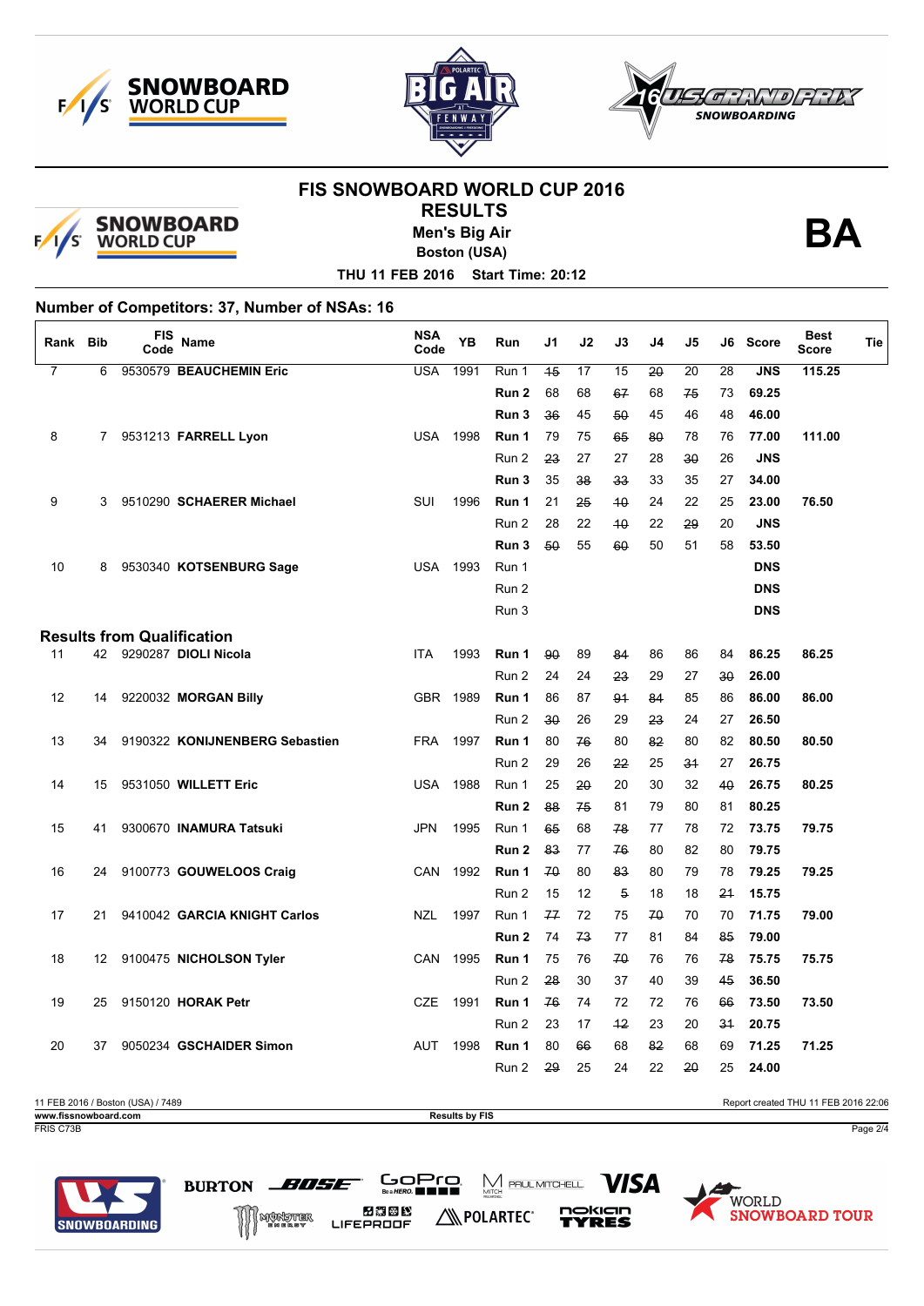# FIS SNOWBOARD WORLD CUP 2016

## RESULTS

**Men's Big Air**

**Boston (USA)**

**THU 11 FEB 2016 Start Time: 20:12**

**BA**

**Number of Competitors: 37, Number of NSAs: 16**

| Rank | Bib | FIS Code | Name | NSA Code | YB | Run | J1 | J2 | J3 | J4 | J5 | J6 | Score | Best Score | Tie |
|---|---|---|---|---|---|---|---|---|---|---|---|---|---|---|---|
| 7 | 6 | 9530579 | **BEAUCHEMIN Eric** | USA | 1991 | Run 1 | ~~15~~ | 17 | 15 | ~~20~~ | 20 | 28 | **JNS** | **115.25** | |
| | | | | | | **Run 2** | 68 | 68 | ~~67~~ | 68 | ~~75~~ | 73 | **69.25** | | |
| | | | | | | **Run 3** | ~~36~~ | 45 | ~~50~~ | 45 | 46 | 48 | **46.00** | | |
| 8 | 7 | 9531213 | **FARRELL Lyon** | USA | 1998 | **Run 1** | 79 | 75 | ~~65~~ | ~~80~~ | 78 | 76 | **77.00** | **111.00** | |
| | | | | | | Run 2 | ~~23~~ | 27 | 27 | 28 | ~~30~~ | 26 | **JNS** | | |
| | | | | | | **Run 3** | 35 | ~~38~~ | ~~33~~ | 33 | 35 | 27 | **34.00** | | |
| 9 | 3 | 9510290 | **SCHAERER Michael** | SUI | 1996 | **Run 1** | 21 | ~~25~~ | ~~10~~ | 24 | 22 | 25 | **23.00** | **76.50** | |
| | | | | | | Run 2 | 28 | 22 | ~~10~~ | 22 | ~~29~~ | 20 | **JNS** | | |
| | | | | | | **Run 3** | ~~50~~ | 55 | ~~60~~ | 50 | 51 | 58 | **53.50** | | |
| 10 | 8 | 9530340 | **KOTSENBURG Sage** | USA | 1993 | Run 1 | | | | | | | **DNS** | | |
| | | | | | | Run 2 | | | | | | | **DNS** | | |
| | | | | | | Run 3 | | | | | | | **DNS** | | |
| **Results from Qualification** | | | | | | | | | | | | | | | |
| 11 | 42 | 9290287 | **DIOLI Nicola** | ITA | 1993 | **Run 1** | ~~90~~ | 89 | ~~84~~ | 86 | 86 | 84 | **86.25** | **86.25** | |
| | | | | | | Run 2 | 24 | 24 | ~~23~~ | 29 | 27 | ~~30~~ | **26.00** | | |
| 12 | 14 | 9220032 | **MORGAN Billy** | GBR | 1989 | **Run 1** | 86 | 87 | ~~91~~ | ~~84~~ | 85 | 86 | **86.00** | **86.00** | |
| | | | | | | Run 2 | ~~30~~ | 26 | 29 | ~~23~~ | 24 | 27 | **26.50** | | |
| 13 | 34 | 9190322 | **KONIJNENBERG Sebastien** | FRA | 1997 | **Run 1** | 80 | ~~76~~ | 80 | ~~82~~ | 80 | 82 | **80.50** | **80.50** | |
| | | | | | | Run 2 | 29 | 26 | ~~22~~ | 25 | ~~31~~ | 27 | **26.75** | | |
| 14 | 15 | 9531050 | **WILLETT Eric** | USA | 1988 | Run 1 | 25 | ~~20~~ | 20 | 30 | 32 | ~~40~~ | **26.75** | **80.25** | |
| | | | | | | **Run 2** | ~~88~~ | ~~75~~ | 81 | 79 | 80 | 81 | **80.25** | | |
| 15 | 41 | 9300670 | **INAMURA Tatsuki** | JPN | 1995 | Run 1 | ~~65~~ | 68 | ~~78~~ | 77 | 78 | 72 | **73.75** | **79.75** | |
| | | | | | | **Run 2** | ~~83~~ | 77 | ~~76~~ | 80 | 82 | 80 | **79.75** | | |
| 16 | 24 | 9100773 | **GOUWELOOS Craig** | CAN | 1992 | **Run 1** | ~~70~~ | 80 | ~~83~~ | 80 | 79 | 78 | **79.25** | **79.25** | |
| | | | | | | Run 2 | 15 | 12 | ~~5~~ | 18 | 18 | ~~21~~ | **15.75** | | |
| 17 | 21 | 9410042 | **GARCIA KNIGHT Carlos** | NZL | 1997 | Run 1 | ~~77~~ | 72 | 75 | ~~70~~ | 70 | 70 | **71.75** | **79.00** | |
| | | | | | | **Run 2** | 74 | ~~73~~ | 77 | 81 | 84 | ~~85~~ | **79.00** | | |
| 18 | 12 | 9100475 | **NICHOLSON Tyler** | CAN | 1995 | **Run 1** | 75 | 76 | ~~70~~ | 76 | 76 | ~~78~~ | **75.75** | **75.75** | |
| | | | | | | Run 2 | ~~28~~ | 30 | 37 | 40 | 39 | ~~45~~ | **36.50** | | |
| 19 | 25 | 9150120 | **HORAK Petr** | CZE | 1991 | **Run 1** | ~~76~~ | 74 | 72 | 72 | 76 | ~~66~~ | **73.50** | **73.50** | |
| | | | | | | Run 2 | 23 | 17 | ~~12~~ | 23 | 20 | ~~31~~ | **20.75** | | |
| 20 | 37 | 9050234 | **GSCHAIDER Simon** | AUT | 1998 | **Run 1** | 80 | ~~66~~ | 68 | ~~82~~ | 68 | 69 | **71.25** | **71.25** | |
| | | | | | | Run 2 | ~~29~~ | 25 | 24 | 22 | ~~20~~ | 25 | **24.00** | | |

11 FEB 2016 / Boston (USA) / 7489 — Report created THU 11 FEB 2016 22:06

www.fissnowboard.com — Results by FIS

FRIS C73B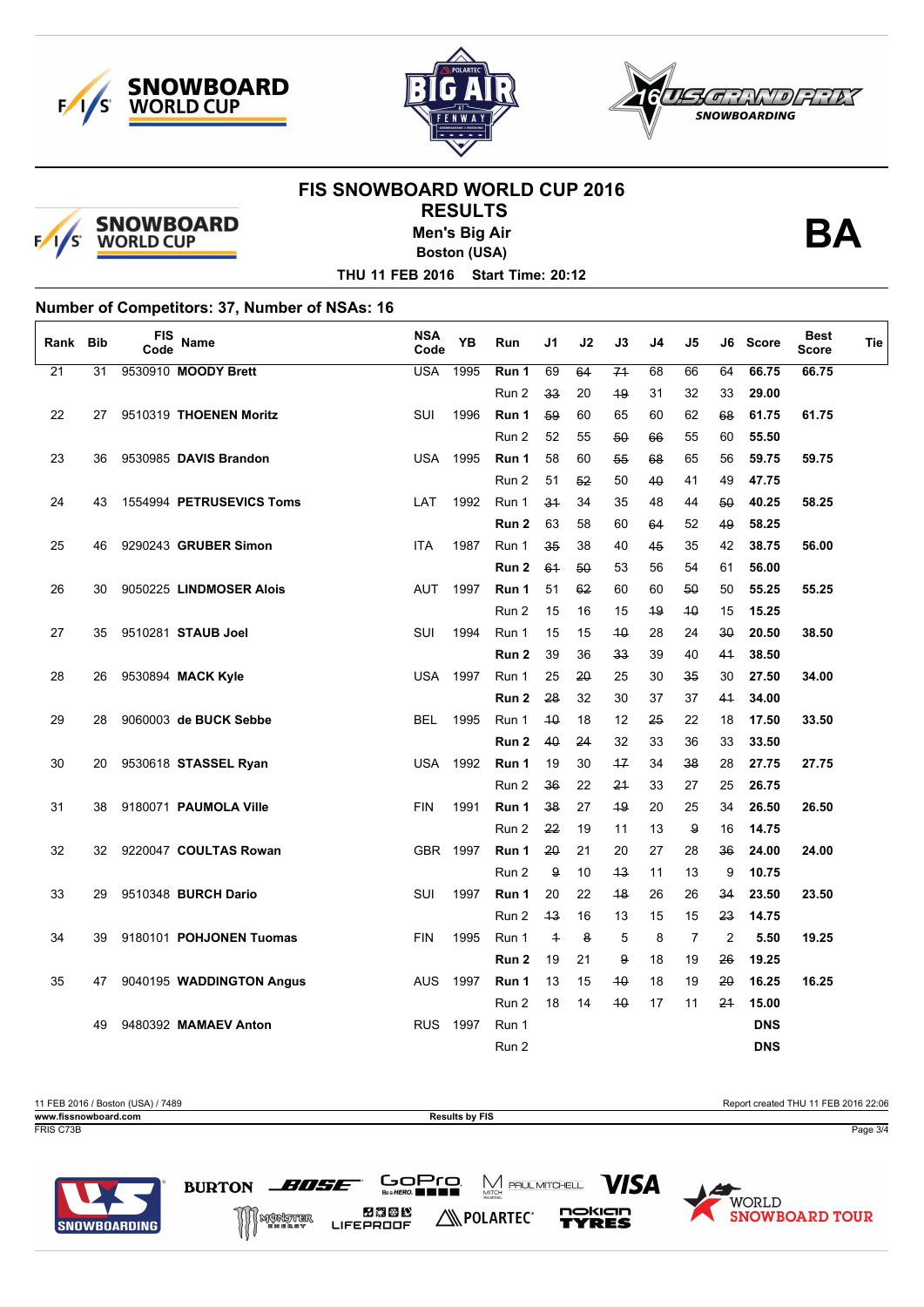# FIS SNOWBOARD WORLD CUP 2016

## RESULTS

**Men's Big Air**

**Boston (USA)**

**BA**

**THU 11 FEB 2016 Start Time: 20:12**

**Number of Competitors: 37, Number of NSAs: 16**

| Rank | Bib | FIS Code | Name | NSA Code | YB | Run | J1 | J2 | J3 | J4 | J5 | J6 | Score | Best Score | Tie |
|---|---|---|---|---|---|---|---|---|---|---|---|---|---|---|---|
| 21 | 31 | 9530910 | **MOODY Brett** | USA | 1995 | **Run 1** | 69 | ~~64~~ | ~~71~~ | 68 | 66 | 64 | **66.75** | **66.75** | |
| | | | | | | Run 2 | ~~33~~ | 20 | ~~19~~ | 31 | 32 | 33 | **29.00** | | |
| 22 | 27 | 9510319 | **THOENEN Moritz** | SUI | 1996 | **Run 1** | ~~59~~ | 60 | 65 | 60 | 62 | ~~68~~ | **61.75** | **61.75** | |
| | | | | | | Run 2 | 52 | 55 | ~~50~~ | ~~66~~ | 55 | 60 | **55.50** | | |
| 23 | 36 | 9530985 | **DAVIS Brandon** | USA | 1995 | **Run 1** | 58 | 60 | ~~55~~ | ~~68~~ | 65 | 56 | **59.75** | **59.75** | |
| | | | | | | Run 2 | 51 | ~~52~~ | 50 | ~~40~~ | 41 | 49 | **47.75** | | |
| 24 | 43 | 1554994 | **PETRUSEVICS Toms** | LAT | 1992 | Run 1 | ~~31~~ | 34 | 35 | 48 | 44 | ~~50~~ | **40.25** | **58.25** | |
| | | | | | | **Run 2** | 63 | 58 | 60 | ~~64~~ | 52 | ~~49~~ | **58.25** | | |
| 25 | 46 | 9290243 | **GRUBER Simon** | ITA | 1987 | Run 1 | ~~35~~ | 38 | 40 | ~~45~~ | 35 | 42 | **38.75** | **56.00** | |
| | | | | | | **Run 2** | ~~61~~ | ~~50~~ | 53 | 56 | 54 | 61 | **56.00** | | |
| 26 | 30 | 9050225 | **LINDMOSER Alois** | AUT | 1997 | **Run 1** | 51 | ~~62~~ | 60 | 60 | ~~50~~ | 50 | **55.25** | **55.25** | |
| | | | | | | Run 2 | 15 | 16 | 15 | ~~19~~ | ~~10~~ | 15 | **15.25** | | |
| 27 | 35 | 9510281 | **STAUB Joel** | SUI | 1994 | Run 1 | 15 | 15 | ~~10~~ | 28 | 24 | ~~30~~ | **20.50** | **38.50** | |
| | | | | | | **Run 2** | 39 | 36 | ~~33~~ | 39 | 40 | ~~41~~ | **38.50** | | |
| 28 | 26 | 9530894 | **MACK Kyle** | USA | 1997 | Run 1 | 25 | ~~20~~ | 25 | 30 | ~~35~~ | 30 | **27.50** | **34.00** | |
| | | | | | | **Run 2** | ~~28~~ | 32 | 30 | 37 | 37 | ~~41~~ | **34.00** | | |
| 29 | 28 | 9060003 | **de BUCK Sebbe** | BEL | 1995 | Run 1 | ~~10~~ | 18 | 12 | ~~25~~ | 22 | 18 | **17.50** | **33.50** | |
| | | | | | | **Run 2** | ~~40~~ | ~~24~~ | 32 | 33 | 36 | 33 | **33.50** | | |
| 30 | 20 | 9530618 | **STASSEL Ryan** | USA | 1992 | **Run 1** | 19 | 30 | ~~17~~ | 34 | ~~38~~ | 28 | **27.75** | **27.75** | |
| | | | | | | Run 2 | ~~36~~ | 22 | ~~21~~ | 33 | 27 | 25 | **26.75** | | |
| 31 | 38 | 9180071 | **PAUMOLA Ville** | FIN | 1991 | **Run 1** | ~~38~~ | 27 | ~~19~~ | 20 | 25 | 34 | **26.50** | **26.50** | |
| | | | | | | Run 2 | ~~22~~ | 19 | 11 | 13 | ~~9~~ | 16 | **14.75** | | |
| 32 | 32 | 9220047 | **COULTAS Rowan** | GBR | 1997 | **Run 1** | ~~20~~ | 21 | 20 | 27 | 28 | ~~36~~ | **24.00** | **24.00** | |
| | | | | | | Run 2 | ~~9~~ | 10 | ~~13~~ | 11 | 13 | 9 | **10.75** | | |
| 33 | 29 | 9510348 | **BURCH Dario** | SUI | 1997 | **Run 1** | 20 | 22 | ~~18~~ | 26 | 26 | ~~34~~ | **23.50** | **23.50** | |
| | | | | | | Run 2 | ~~13~~ | 16 | 13 | 15 | 15 | ~~23~~ | **14.75** | | |
| 34 | 39 | 9180101 | **POHJONEN Tuomas** | FIN | 1995 | Run 1 | ~~1~~ | ~~8~~ | 5 | 8 | 7 | 2 | **5.50** | **19.25** | |
| | | | | | | **Run 2** | 19 | 21 | ~~9~~ | 18 | 19 | ~~26~~ | **19.25** | | |
| 35 | 47 | 9040195 | **WADDINGTON Angus** | AUS | 1997 | **Run 1** | 13 | 15 | ~~10~~ | 18 | 19 | ~~20~~ | **16.25** | **16.25** | |
| | | | | | | Run 2 | 18 | 14 | ~~10~~ | 17 | 11 | ~~21~~ | **15.00** | | |
| | 49 | 9480392 | **MAMAEV Anton** | RUS | 1997 | Run 1 | | | | | | | **DNS** | | |
| | | | | | | Run 2 | | | | | | | **DNS** | | |

11 FEB 2016 / Boston (USA) / 7489 — Report created THU 11 FEB 2016 22:06

www.fissnowboard.com — Results by FIS

FRIS C73B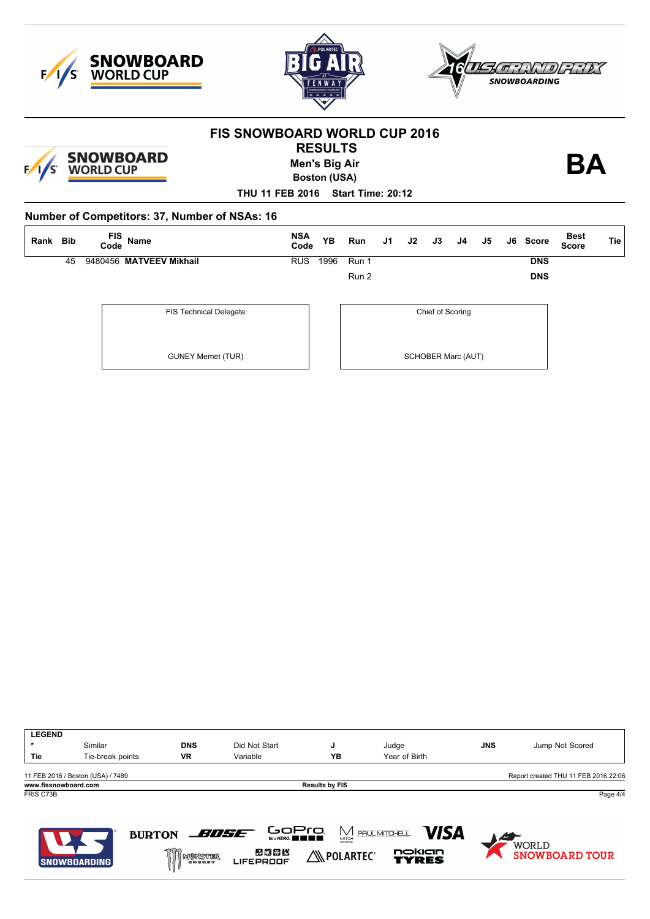# FIS SNOWBOARD WORLD CUP 2016

## RESULTS

**Men's Big Air**

**Boston (USA)**

**BA**

**THU 11 FEB 2016 Start Time: 20:12**

**Number of Competitors: 37, Number of NSAs: 16**

| Rank | Bib | FIS Code | Name | NSA Code | YB | Run | J1 | J2 | J3 | J4 | J5 | J6 | Score | Best Score | Tie |
|---|---|---|---|---|---|---|---|---|---|---|---|---|---|---|---|
| | 45 | 9480456 | **MATVEEV Mikhail** | RUS | 1996 | Run 1 | | | | | | | **DNS** | | |
| | | | | | | Run 2 | | | | | | | **DNS** | | |

| FIS Technical Delegate | Chief of Scoring |
|---|---|
| GUNEY Memet (TUR) | SCHOBER Marc (AUT) |

| LEGEND | | | | | | | |
|---|---|---|---|---|---|---|---|
| * | Similar | DNS | Did Not Start | J | Judge | JNS | Jump Not Scored |
| Tie | Tie-break points | VR | Variable | YB | Year of Birth | | |

11 FEB 2016 / Boston (USA) / 7489

Report created THU 11 FEB 2016 22:06

www.fissnowboard.com

Results by FIS

FRIS C73B